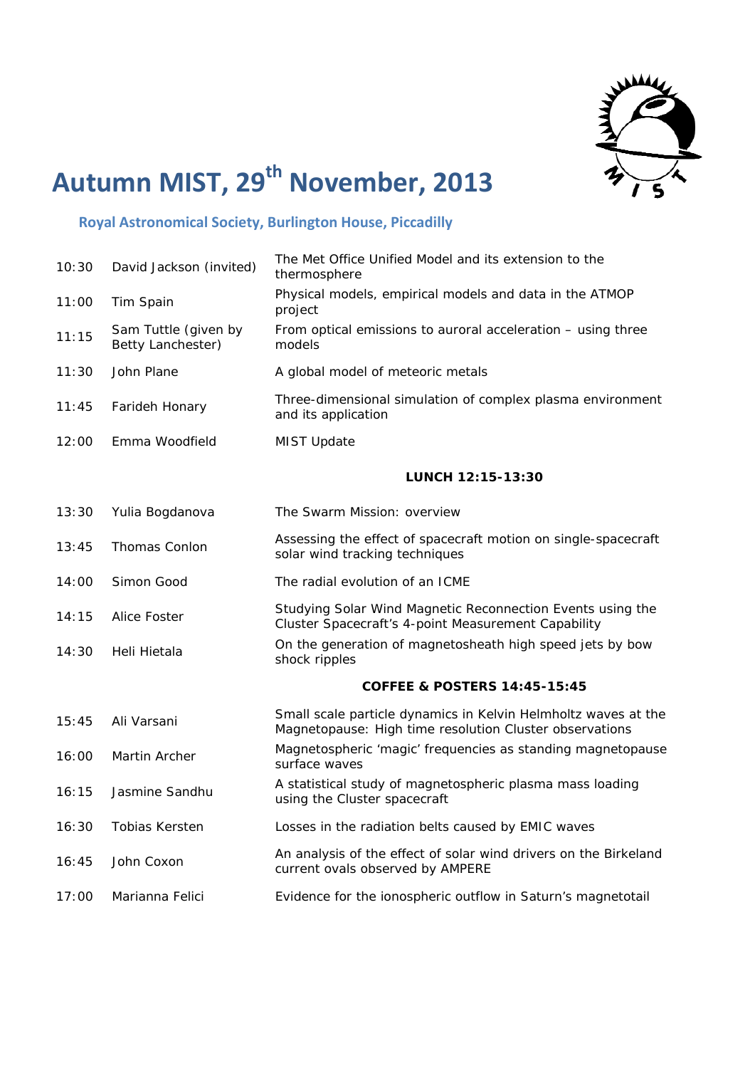# Autumn MIST, 29th November, 2013

### Royal Astronomical Society, Burlington House, Piccadilly

| | | |
|---|---|---|
| 10:30 | David Jackson (invited) | The Met Office Unified Model and its extension to the thermosphere |
| 11:00 | Tim Spain | Physical models, empirical models and data in the ATMOP project |
| 11:15 | Sam Tuttle (given by Betty Lanchester) | From optical emissions to auroral acceleration – using three models |
| 11:30 | John Plane | A global model of meteoric metals |
| 11:45 | Farideh Honary | Three-dimensional simulation of complex plasma environment and its application |
| 12:00 | Emma Woodfield | MIST Update |
| | | **LUNCH 12:15-13:30** |
| 13:30 | Yulia Bogdanova | The Swarm Mission: overview |
| 13:45 | Thomas Conlon | Assessing the effect of spacecraft motion on single-spacecraft solar wind tracking techniques |
| 14:00 | Simon Good | The radial evolution of an ICME |
| 14:15 | Alice Foster | Studying Solar Wind Magnetic Reconnection Events using the Cluster Spacecraft's 4-point Measurement Capability |
| 14:30 | Heli Hietala | On the generation of magnetosheath high speed jets by bow shock ripples |
| | | **COFFEE & POSTERS 14:45-15:45** |
| 15:45 | Ali Varsani | Small scale particle dynamics in Kelvin Helmholtz waves at the Magnetopause: High time resolution Cluster observations |
| 16:00 | Martin Archer | Magnetospheric 'magic' frequencies as standing magnetopause surface waves |
| 16:15 | Jasmine Sandhu | A statistical study of magnetospheric plasma mass loading using the Cluster spacecraft |
| 16:30 | Tobias Kersten | Losses in the radiation belts caused by EMIC waves |
| 16:45 | John Coxon | An analysis of the effect of solar wind drivers on the Birkeland current ovals observed by AMPERE |
| 17:00 | Marianna Felici | Evidence for the ionospheric outflow in Saturn's magnetotail |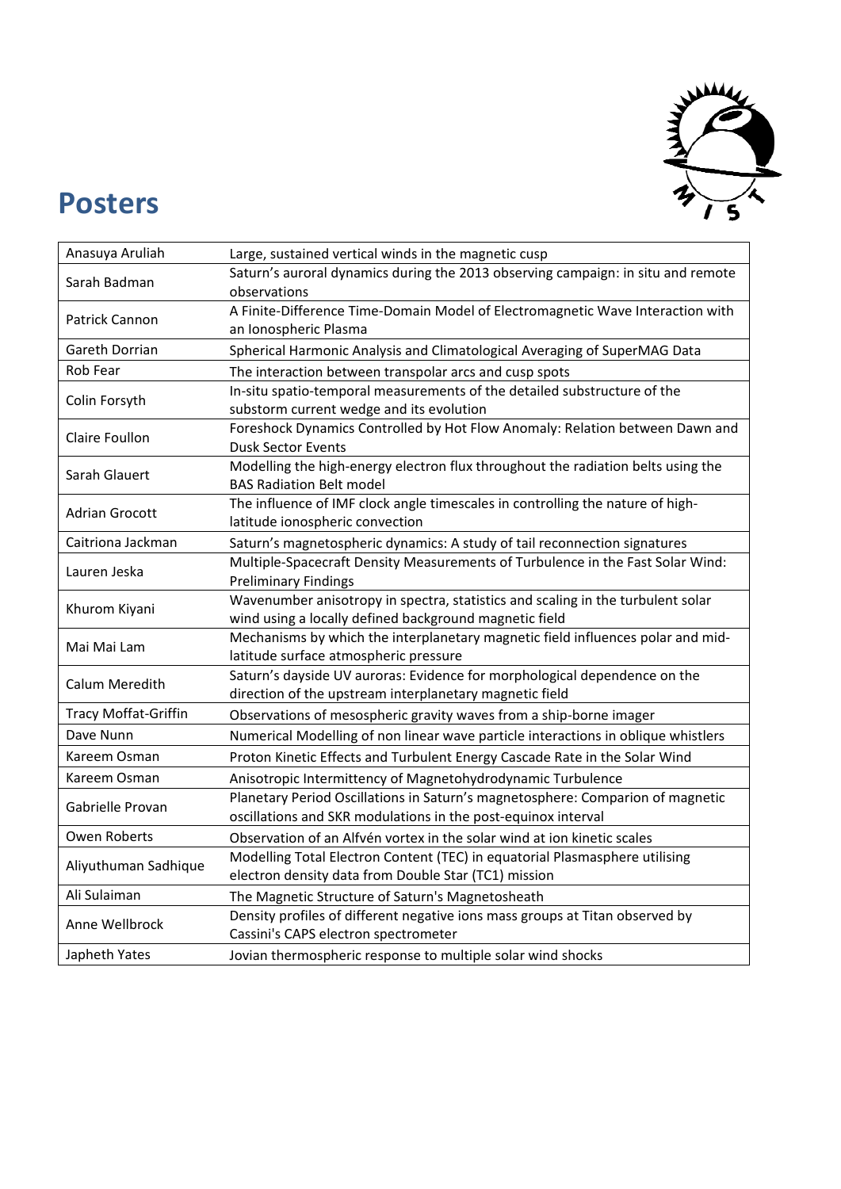# Posters

| | |
|---|---|
| Anasuya Aruliah | Large, sustained vertical winds in the magnetic cusp |
| Sarah Badman | Saturn's auroral dynamics during the 2013 observing campaign: in situ and remote observations |
| Patrick Cannon | A Finite-Difference Time-Domain Model of Electromagnetic Wave Interaction with an Ionospheric Plasma |
| Gareth Dorrian | Spherical Harmonic Analysis and Climatological Averaging of SuperMAG Data |
| Rob Fear | The interaction between transpolar arcs and cusp spots |
| Colin Forsyth | In-situ spatio-temporal measurements of the detailed substructure of the substorm current wedge and its evolution |
| Claire Foullon | Foreshock Dynamics Controlled by Hot Flow Anomaly: Relation between Dawn and Dusk Sector Events |
| Sarah Glauert | Modelling the high-energy electron flux throughout the radiation belts using the BAS Radiation Belt model |
| Adrian Grocott | The influence of IMF clock angle timescales in controlling the nature of high-latitude ionospheric convection |
| Caitriona Jackman | Saturn's magnetospheric dynamics: A study of tail reconnection signatures |
| Lauren Jeska | Multiple-Spacecraft Density Measurements of Turbulence in the Fast Solar Wind: Preliminary Findings |
| Khurom Kiyani | Wavenumber anisotropy in spectra, statistics and scaling in the turbulent solar wind using a locally defined background magnetic field |
| Mai Mai Lam | Mechanisms by which the interplanetary magnetic field influences polar and mid-latitude surface atmospheric pressure |
| Calum Meredith | Saturn's dayside UV auroras: Evidence for morphological dependence on the direction of the upstream interplanetary magnetic field |
| Tracy Moffat-Griffin | Observations of mesospheric gravity waves from a ship-borne imager |
| Dave Nunn | Numerical Modelling of non linear wave particle interactions in oblique whistlers |
| Kareem Osman | Proton Kinetic Effects and Turbulent Energy Cascade Rate in the Solar Wind |
| Kareem Osman | Anisotropic Intermittency of Magnetohydrodynamic Turbulence |
| Gabrielle Provan | Planetary Period Oscillations in Saturn's magnetosphere: Comparion of magnetic oscillations and SKR modulations in the post-equinox interval |
| Owen Roberts | Observation of an Alfvén vortex in the solar wind at ion kinetic scales |
| Aliyuthuman Sadhique | Modelling Total Electron Content (TEC) in equatorial Plasmasphere utilising electron density data from Double Star (TC1) mission |
| Ali Sulaiman | The Magnetic Structure of Saturn's Magnetosheath |
| Anne Wellbrock | Density profiles of different negative ions mass groups at Titan observed by Cassini's CAPS electron spectrometer |
| Japheth Yates | Jovian thermospheric response to multiple solar wind shocks |